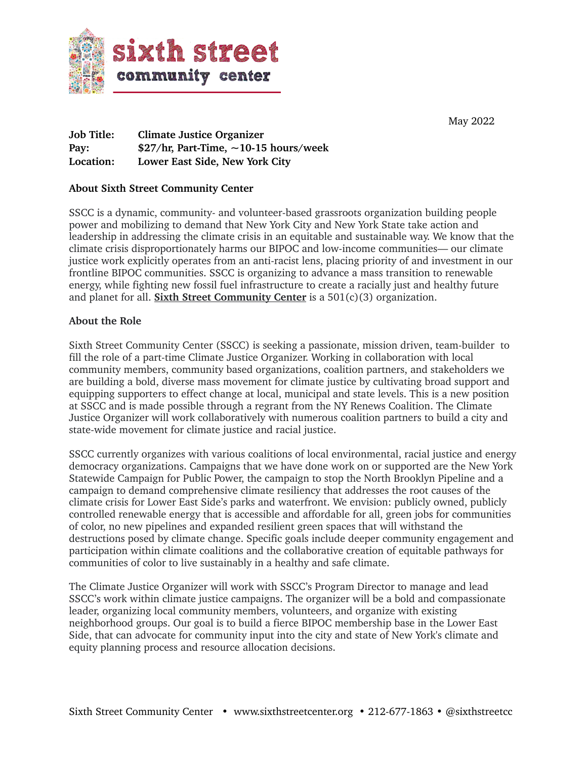# sixth street community center

May 2022

**Job Title:** **Climate Justice Organizer**
**Pay:** **$27/hr, Part-Time, ~10-15 hours/week**
**Location:** **Lower East Side, New York City**

## About Sixth Street Community Center

SSCC is a dynamic, community- and volunteer-based grassroots organization building people power and mobilizing to demand that New York City and New York State take action and leadership in addressing the climate crisis in an equitable and sustainable way. We know that the climate crisis disproportionately harms our BIPOC and low-income communities— our climate justice work explicitly operates from an anti-racist lens, placing priority of and investment in our frontline BIPOC communities. SSCC is organizing to advance a mass transition to renewable energy, while fighting new fossil fuel infrastructure to create a racially just and healthy future and planet for all. **Sixth Street Community Center** is a 501(c)(3) organization.

## About the Role

Sixth Street Community Center (SSCC) is seeking a passionate, mission driven, team-builder to fill the role of a part-time Climate Justice Organizer. Working in collaboration with local community members, community based organizations, coalition partners, and stakeholders we are building a bold, diverse mass movement for climate justice by cultivating broad support and equipping supporters to effect change at local, municipal and state levels. This is a new position at SSCC and is made possible through a regrant from the NY Renews Coalition. The Climate Justice Organizer will work collaboratively with numerous coalition partners to build a city and state-wide movement for climate justice and racial justice.

SSCC currently organizes with various coalitions of local environmental, racial justice and energy democracy organizations. Campaigns that we have done work on or supported are the New York Statewide Campaign for Public Power, the campaign to stop the North Brooklyn Pipeline and a campaign to demand comprehensive climate resiliency that addresses the root causes of the climate crisis for Lower East Side's parks and waterfront. We envision: publicly owned, publicly controlled renewable energy that is accessible and affordable for all, green jobs for communities of color, no new pipelines and expanded resilient green spaces that will withstand the destructions posed by climate change. Specific goals include deeper community engagement and participation within climate coalitions and the collaborative creation of equitable pathways for communities of color to live sustainably in a healthy and safe climate.

The Climate Justice Organizer will work with SSCC's Program Director to manage and lead SSCC's work within climate justice campaigns. The organizer will be a bold and compassionate leader, organizing local community members, volunteers, and organize with existing neighborhood groups. Our goal is to build a fierce BIPOC membership base in the Lower East Side, that can advocate for community input into the city and state of New York's climate and equity planning process and resource allocation decisions.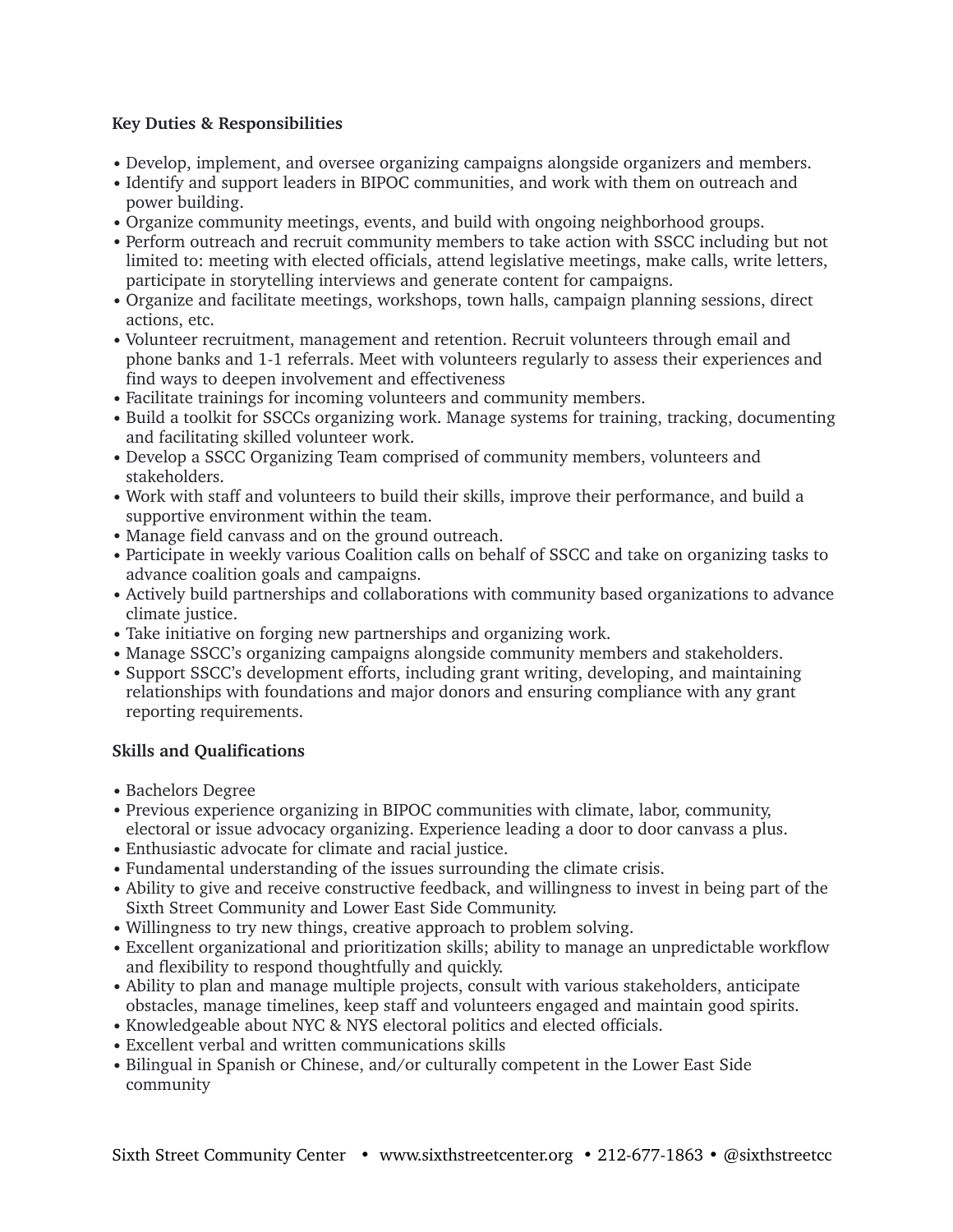**Key Duties & Responsibilities**

- Develop, implement, and oversee organizing campaigns alongside organizers and members.
- Identify and support leaders in BIPOC communities, and work with them on outreach and power building.
- Organize community meetings, events, and build with ongoing neighborhood groups.
- Perform outreach and recruit community members to take action with SSCC including but not limited to: meeting with elected officials, attend legislative meetings, make calls, write letters, participate in storytelling interviews and generate content for campaigns.
- Organize and facilitate meetings, workshops, town halls, campaign planning sessions, direct actions, etc.
- Volunteer recruitment, management and retention. Recruit volunteers through email and phone banks and 1-1 referrals. Meet with volunteers regularly to assess their experiences and find ways to deepen involvement and effectiveness
- Facilitate trainings for incoming volunteers and community members.
- Build a toolkit for SSCCs organizing work. Manage systems for training, tracking, documenting and facilitating skilled volunteer work.
- Develop a SSCC Organizing Team comprised of community members, volunteers and stakeholders.
- Work with staff and volunteers to build their skills, improve their performance, and build a supportive environment within the team.
- Manage field canvass and on the ground outreach.
- Participate in weekly various Coalition calls on behalf of SSCC and take on organizing tasks to advance coalition goals and campaigns.
- Actively build partnerships and collaborations with community based organizations to advance climate justice.
- Take initiative on forging new partnerships and organizing work.
- Manage SSCC's organizing campaigns alongside community members and stakeholders.
- Support SSCC's development efforts, including grant writing, developing, and maintaining relationships with foundations and major donors and ensuring compliance with any grant reporting requirements.

**Skills and Qualifications**

- Bachelors Degree
- Previous experience organizing in BIPOC communities with climate, labor, community, electoral or issue advocacy organizing. Experience leading a door to door canvass a plus.
- Enthusiastic advocate for climate and racial justice.
- Fundamental understanding of the issues surrounding the climate crisis.
- Ability to give and receive constructive feedback, and willingness to invest in being part of the Sixth Street Community and Lower East Side Community.
- Willingness to try new things, creative approach to problem solving.
- Excellent organizational and prioritization skills; ability to manage an unpredictable workflow and flexibility to respond thoughtfully and quickly.
- Ability to plan and manage multiple projects, consult with various stakeholders, anticipate obstacles, manage timelines, keep staff and volunteers engaged and maintain good spirits.
- Knowledgeable about NYC & NYS electoral politics and elected officials.
- Excellent verbal and written communications skills
- Bilingual in Spanish or Chinese, and/or culturally competent in the Lower East Side community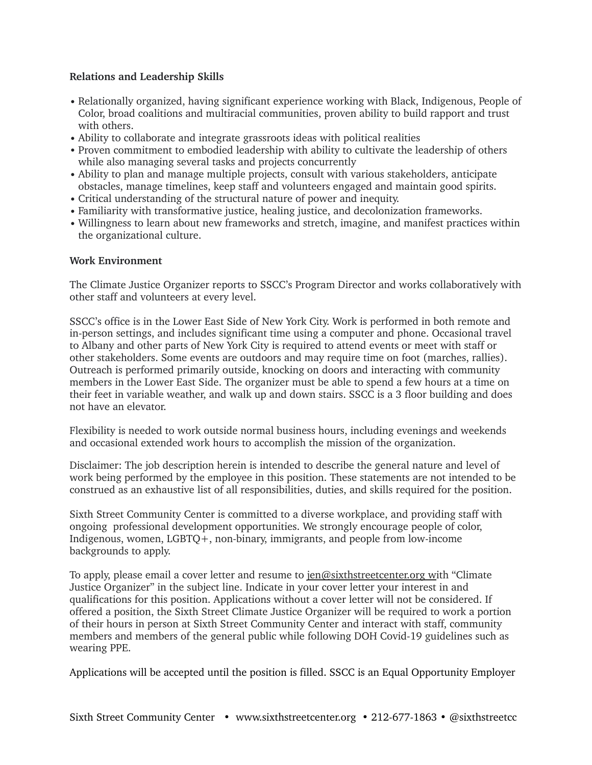**Relations and Leadership Skills**

- Relationally organized, having significant experience working with Black, Indigenous, People of Color, broad coalitions and multiracial communities, proven ability to build rapport and trust with others.
- Ability to collaborate and integrate grassroots ideas with political realities
- Proven commitment to embodied leadership with ability to cultivate the leadership of others while also managing several tasks and projects concurrently
- Ability to plan and manage multiple projects, consult with various stakeholders, anticipate obstacles, manage timelines, keep staff and volunteers engaged and maintain good spirits.
- Critical understanding of the structural nature of power and inequity.
- Familiarity with transformative justice, healing justice, and decolonization frameworks.
- Willingness to learn about new frameworks and stretch, imagine, and manifest practices within the organizational culture.

**Work Environment**

The Climate Justice Organizer reports to SSCC's Program Director and works collaboratively with other staff and volunteers at every level.

SSCC's office is in the Lower East Side of New York City. Work is performed in both remote and in-person settings, and includes significant time using a computer and phone. Occasional travel to Albany and other parts of New York City is required to attend events or meet with staff or other stakeholders. Some events are outdoors and may require time on foot (marches, rallies). Outreach is performed primarily outside, knocking on doors and interacting with community members in the Lower East Side. The organizer must be able to spend a few hours at a time on their feet in variable weather, and walk up and down stairs. SSCC is a 3 floor building and does not have an elevator.

Flexibility is needed to work outside normal business hours, including evenings and weekends and occasional extended work hours to accomplish the mission of the organization.

Disclaimer: The job description herein is intended to describe the general nature and level of work being performed by the employee in this position. These statements are not intended to be construed as an exhaustive list of all responsibilities, duties, and skills required for the position.

Sixth Street Community Center is committed to a diverse workplace, and providing staff with ongoing professional development opportunities. We strongly encourage people of color, Indigenous, women, LGBTQ+, non-binary, immigrants, and people from low-income backgrounds to apply.

To apply, please email a cover letter and resume to jen@sixthstreetcenter.org with "Climate Justice Organizer" in the subject line. Indicate in your cover letter your interest in and qualifications for this position. Applications without a cover letter will not be considered. If offered a position, the Sixth Street Climate Justice Organizer will be required to work a portion of their hours in person at Sixth Street Community Center and interact with staff, community members and members of the general public while following DOH Covid-19 guidelines such as wearing PPE.

Applications will be accepted until the position is filled. SSCC is an Equal Opportunity Employer

Sixth Street Community Center • www.sixthstreetcenter.org • 212-677-1863 • @sixthstreetcc